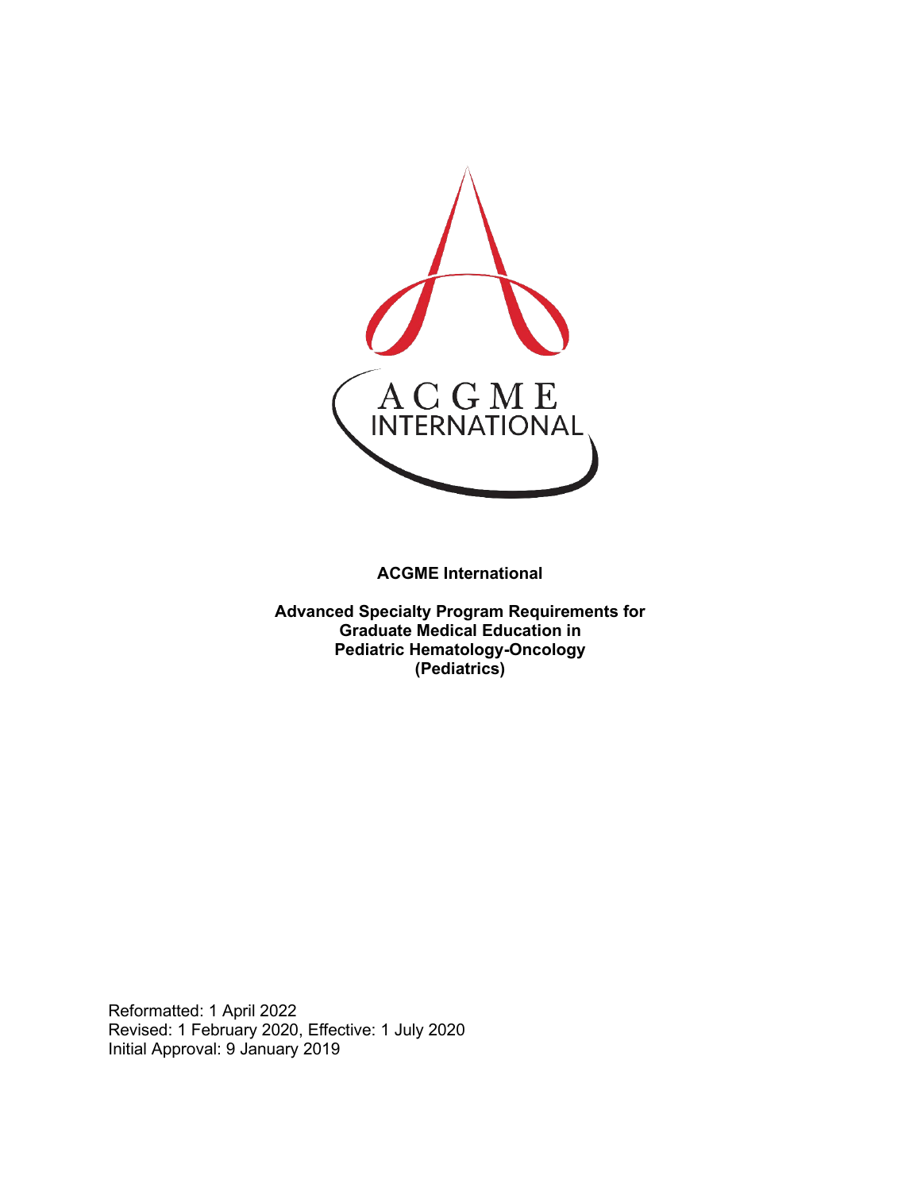**ACGME International**

**Advanced Specialty Program Requirements for Graduate Medical Education in Pediatric Hematology-Oncology (Pediatrics)**

Reformatted: 1 April 2022
Revised: 1 February 2020, Effective: 1 July 2020
Initial Approval: 9 January 2019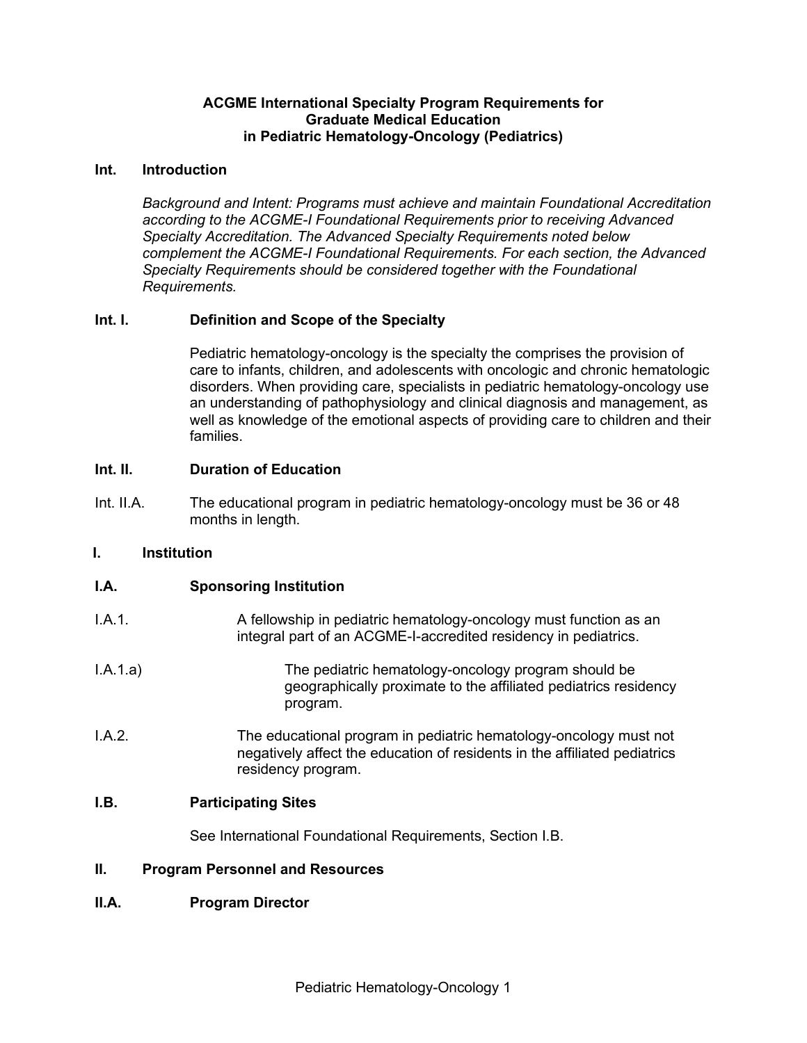# ACGME International Specialty Program Requirements for Graduate Medical Education in Pediatric Hematology-Oncology (Pediatrics)

## Int. Introduction

*Background and Intent: Programs must achieve and maintain Foundational Accreditation according to the ACGME-I Foundational Requirements prior to receiving Advanced Specialty Accreditation. The Advanced Specialty Requirements noted below complement the ACGME-I Foundational Requirements. For each section, the Advanced Specialty Requirements should be considered together with the Foundational Requirements.*

### Int. I. Definition and Scope of the Specialty

Pediatric hematology-oncology is the specialty the comprises the provision of care to infants, children, and adolescents with oncologic and chronic hematologic disorders. When providing care, specialists in pediatric hematology-oncology use an understanding of pathophysiology and clinical diagnosis and management, as well as knowledge of the emotional aspects of providing care to children and their families.

### Int. II. Duration of Education

Int. II.A. The educational program in pediatric hematology-oncology must be 36 or 48 months in length.

## I. Institution

### I.A. Sponsoring Institution

I.A.1. A fellowship in pediatric hematology-oncology must function as an integral part of an ACGME-I-accredited residency in pediatrics.

I.A.1.a) The pediatric hematology-oncology program should be geographically proximate to the affiliated pediatrics residency program.

I.A.2. The educational program in pediatric hematology-oncology must not negatively affect the education of residents in the affiliated pediatrics residency program.

### I.B. Participating Sites

See International Foundational Requirements, Section I.B.

## II. Program Personnel and Resources

### II.A. Program Director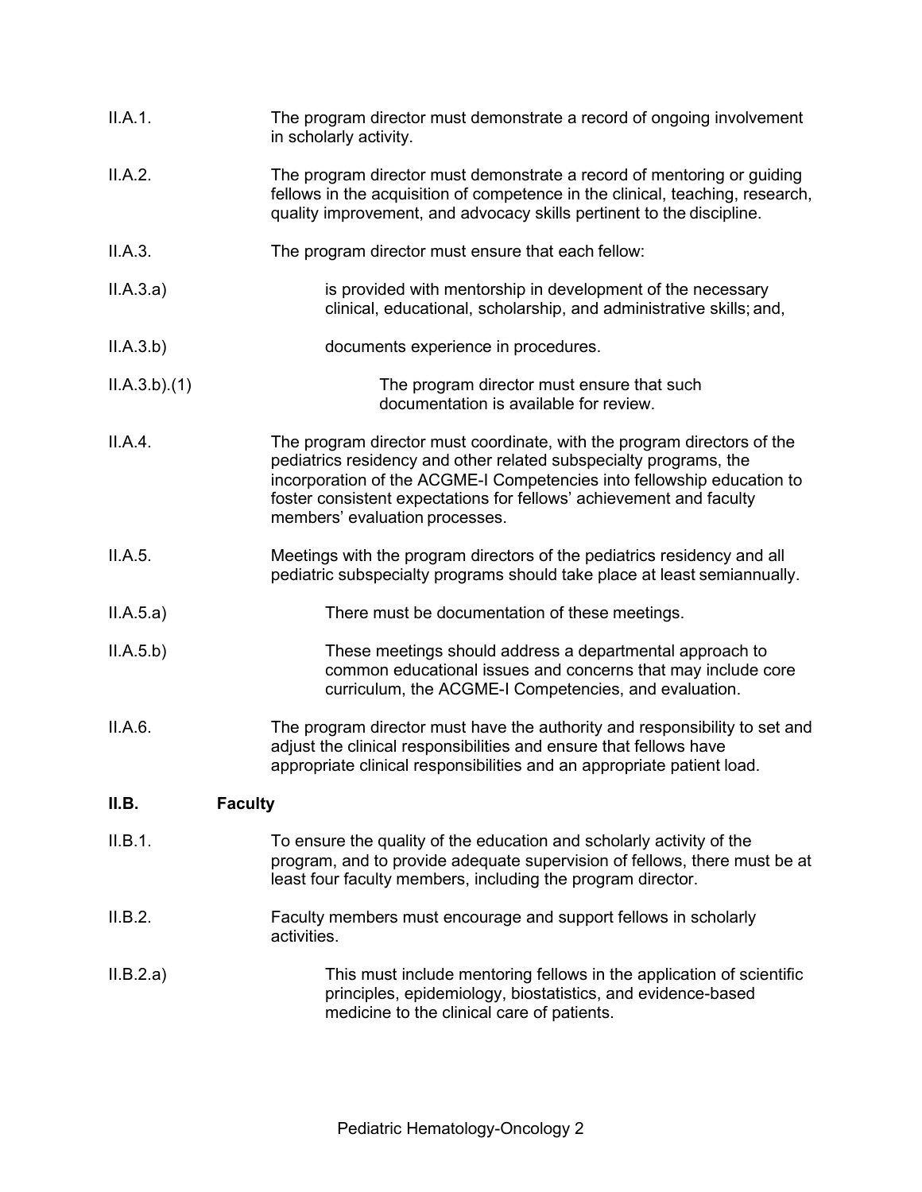II.A.1. The program director must demonstrate a record of ongoing involvement in scholarly activity.

II.A.2. The program director must demonstrate a record of mentoring or guiding fellows in the acquisition of competence in the clinical, teaching, research, quality improvement, and advocacy skills pertinent to the discipline.

II.A.3. The program director must ensure that each fellow:

II.A.3.a) is provided with mentorship in development of the necessary clinical, educational, scholarship, and administrative skills; and,

II.A.3.b) documents experience in procedures.

II.A.3.b).(1) The program director must ensure that such documentation is available for review.

II.A.4. The program director must coordinate, with the program directors of the pediatrics residency and other related subspecialty programs, the incorporation of the ACGME-I Competencies into fellowship education to foster consistent expectations for fellows' achievement and faculty members' evaluation processes.

II.A.5. Meetings with the program directors of the pediatrics residency and all pediatric subspecialty programs should take place at least semiannually.

II.A.5.a) There must be documentation of these meetings.

II.A.5.b) These meetings should address a departmental approach to common educational issues and concerns that may include core curriculum, the ACGME-I Competencies, and evaluation.

II.A.6. The program director must have the authority and responsibility to set and adjust the clinical responsibilities and ensure that fellows have appropriate clinical responsibilities and an appropriate patient load.

## II.B. Faculty

II.B.1. To ensure the quality of the education and scholarly activity of the program, and to provide adequate supervision of fellows, there must be at least four faculty members, including the program director.

II.B.2. Faculty members must encourage and support fellows in scholarly activities.

II.B.2.a) This must include mentoring fellows in the application of scientific principles, epidemiology, biostatistics, and evidence-based medicine to the clinical care of patients.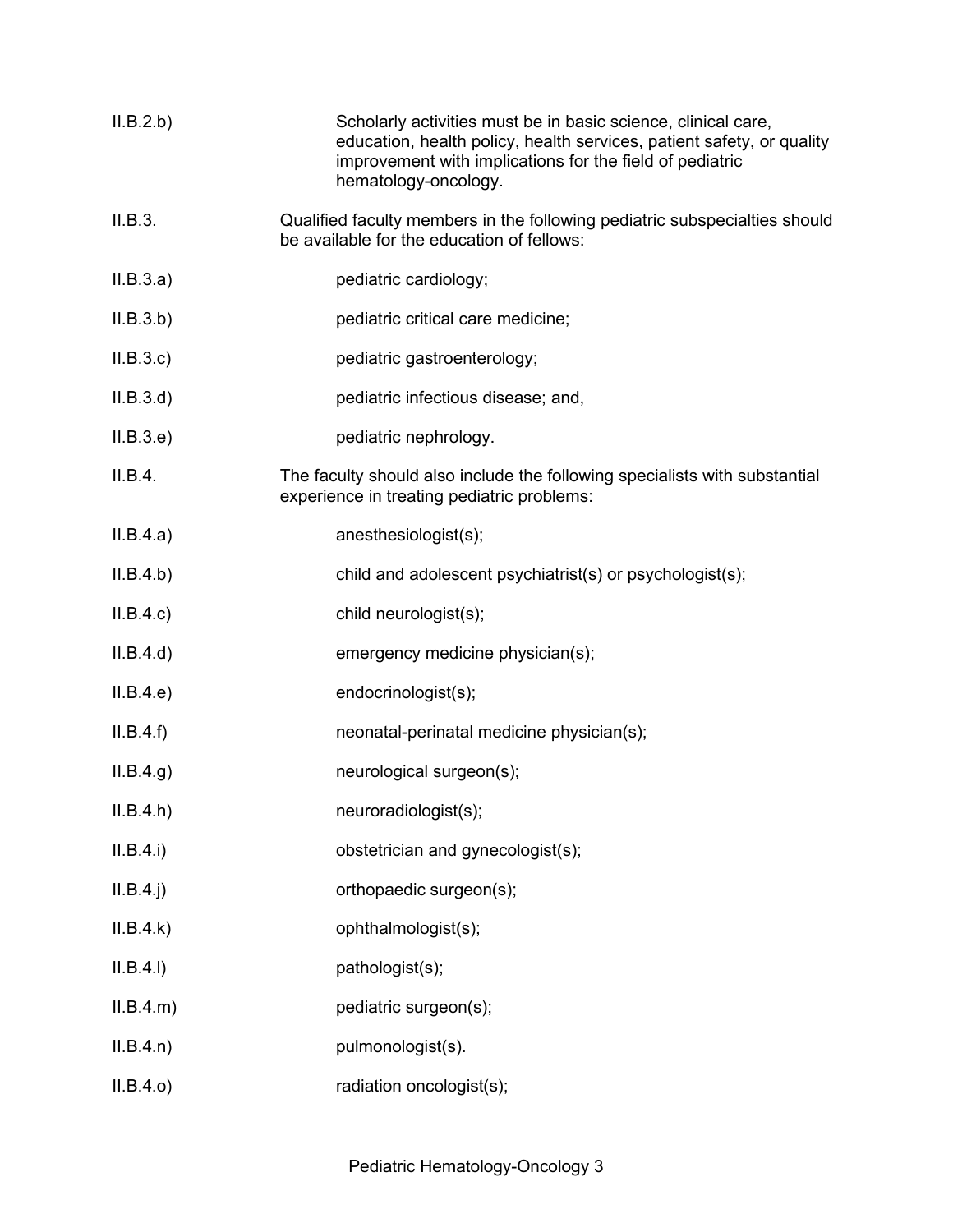II.B.2.b) Scholarly activities must be in basic science, clinical care, education, health policy, health services, patient safety, or quality improvement with implications for the field of pediatric hematology-oncology.

II.B.3. Qualified faculty members in the following pediatric subspecialties should be available for the education of fellows:

II.B.3.a) pediatric cardiology;

II.B.3.b) pediatric critical care medicine;

II.B.3.c) pediatric gastroenterology;

II.B.3.d) pediatric infectious disease; and,

II.B.3.e) pediatric nephrology.

II.B.4. The faculty should also include the following specialists with substantial experience in treating pediatric problems:

II.B.4.a) anesthesiologist(s);

II.B.4.b) child and adolescent psychiatrist(s) or psychologist(s);

II.B.4.c) child neurologist(s);

II.B.4.d) emergency medicine physician(s);

II.B.4.e) endocrinologist(s);

II.B.4.f) neonatal-perinatal medicine physician(s);

II.B.4.g) neurological surgeon(s);

II.B.4.h) neuroradiologist(s);

II.B.4.i) obstetrician and gynecologist(s);

II.B.4.j) orthopaedic surgeon(s);

II.B.4.k) ophthalmologist(s);

II.B.4.l) pathologist(s);

II.B.4.m) pediatric surgeon(s);

II.B.4.n) pulmonologist(s).

II.B.4.o) radiation oncologist(s);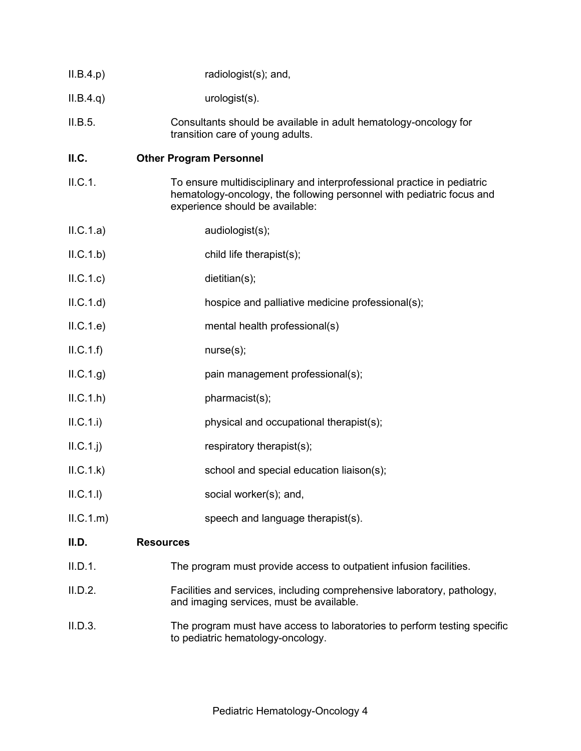II.B.4.p) radiologist(s); and,

II.B.4.q) urologist(s).

II.B.5. Consultants should be available in adult hematology-oncology for transition care of young adults.

**II.C. Other Program Personnel**

II.C.1. To ensure multidisciplinary and interprofessional practice in pediatric hematology-oncology, the following personnel with pediatric focus and experience should be available:

II.C.1.a) audiologist(s);

II.C.1.b) child life therapist(s);

II.C.1.c) dietitian(s);

II.C.1.d) hospice and palliative medicine professional(s);

II.C.1.e) mental health professional(s)

II.C.1.f) nurse(s);

II.C.1.g) pain management professional(s);

II.C.1.h) pharmacist(s);

II.C.1.i) physical and occupational therapist(s);

II.C.1.j) respiratory therapist(s);

II.C.1.k) school and special education liaison(s);

II.C.1.l) social worker(s); and,

II.C.1.m) speech and language therapist(s).

**II.D. Resources**

II.D.1. The program must provide access to outpatient infusion facilities.

II.D.2. Facilities and services, including comprehensive laboratory, pathology, and imaging services, must be available.

II.D.3. The program must have access to laboratories to perform testing specific to pediatric hematology-oncology.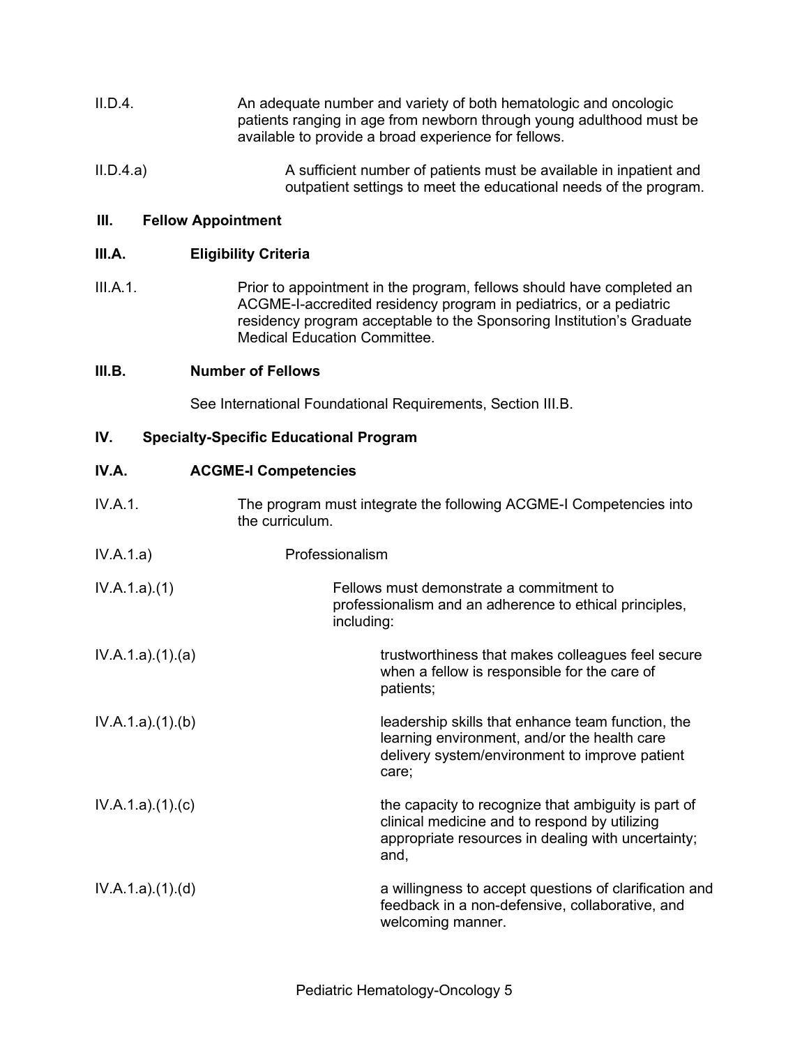II.D.4. An adequate number and variety of both hematologic and oncologic patients ranging in age from newborn through young adulthood must be available to provide a broad experience for fellows.

II.D.4.a) A sufficient number of patients must be available in inpatient and outpatient settings to meet the educational needs of the program.

## III. Fellow Appointment

### III.A. Eligibility Criteria

III.A.1. Prior to appointment in the program, fellows should have completed an ACGME-I-accredited residency program in pediatrics, or a pediatric residency program acceptable to the Sponsoring Institution's Graduate Medical Education Committee.

### III.B. Number of Fellows

See International Foundational Requirements, Section III.B.

## IV. Specialty-Specific Educational Program

### IV.A. ACGME-I Competencies

IV.A.1. The program must integrate the following ACGME-I Competencies into the curriculum.

IV.A.1.a) Professionalism

IV.A.1.a).(1) Fellows must demonstrate a commitment to professionalism and an adherence to ethical principles, including:

IV.A.1.a).(1).(a) trustworthiness that makes colleagues feel secure when a fellow is responsible for the care of patients;

IV.A.1.a).(1).(b) leadership skills that enhance team function, the learning environment, and/or the health care delivery system/environment to improve patient care;

IV.A.1.a).(1).(c) the capacity to recognize that ambiguity is part of clinical medicine and to respond by utilizing appropriate resources in dealing with uncertainty; and,

IV.A.1.a).(1).(d) a willingness to accept questions of clarification and feedback in a non-defensive, collaborative, and welcoming manner.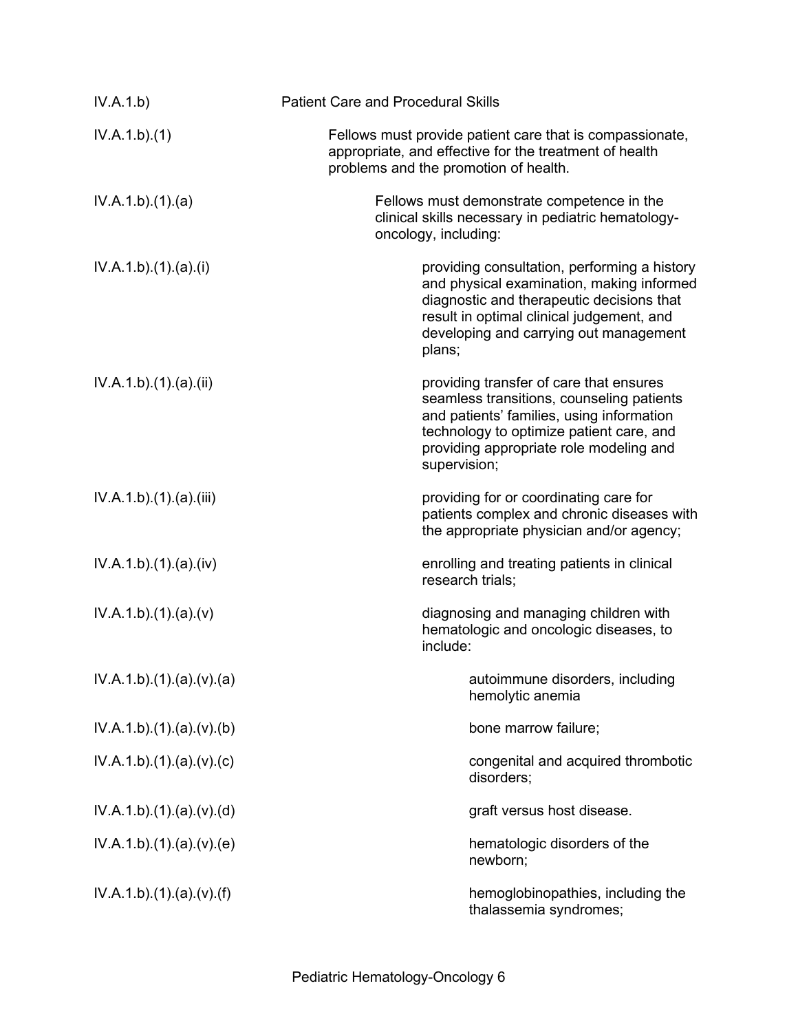| | |
|---|---|
| IV.A.1.b) | Patient Care and Procedural Skills |
| IV.A.1.b).(1) | Fellows must provide patient care that is compassionate, appropriate, and effective for the treatment of health problems and the promotion of health. |
| IV.A.1.b).(1).(a) | Fellows must demonstrate competence in the clinical skills necessary in pediatric hematology-oncology, including: |
| IV.A.1.b).(1).(a).(i) | providing consultation, performing a history and physical examination, making informed diagnostic and therapeutic decisions that result in optimal clinical judgement, and developing and carrying out management plans; |
| IV.A.1.b).(1).(a).(ii) | providing transfer of care that ensures seamless transitions, counseling patients and patients' families, using information technology to optimize patient care, and providing appropriate role modeling and supervision; |
| IV.A.1.b).(1).(a).(iii) | providing for or coordinating care for patients complex and chronic diseases with the appropriate physician and/or agency; |
| IV.A.1.b).(1).(a).(iv) | enrolling and treating patients in clinical research trials; |
| IV.A.1.b).(1).(a).(v) | diagnosing and managing children with hematologic and oncologic diseases, to include: |
| IV.A.1.b).(1).(a).(v).(a) | autoimmune disorders, including hemolytic anemia |
| IV.A.1.b).(1).(a).(v).(b) | bone marrow failure; |
| IV.A.1.b).(1).(a).(v).(c) | congenital and acquired thrombotic disorders; |
| IV.A.1.b).(1).(a).(v).(d) | graft versus host disease. |
| IV.A.1.b).(1).(a).(v).(e) | hematologic disorders of the newborn; |
| IV.A.1.b).(1).(a).(v).(f) | hemoglobinopathies, including the thalassemia syndromes; |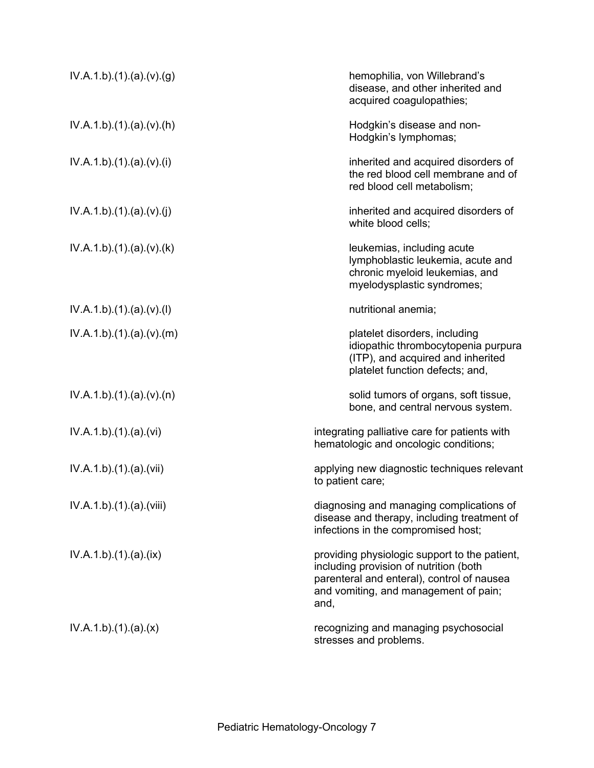| | |
|---|---|
| IV.A.1.b).(1).(a).(v).(g) | hemophilia, von Willebrand's disease, and other inherited and acquired coagulopathies; |
| IV.A.1.b).(1).(a).(v).(h) | Hodgkin's disease and non-Hodgkin's lymphomas; |
| IV.A.1.b).(1).(a).(v).(i) | inherited and acquired disorders of the red blood cell membrane and of red blood cell metabolism; |
| IV.A.1.b).(1).(a).(v).(j) | inherited and acquired disorders of white blood cells; |
| IV.A.1.b).(1).(a).(v).(k) | leukemias, including acute lymphoblastic leukemia, acute and chronic myeloid leukemias, and myelodysplastic syndromes; |
| IV.A.1.b).(1).(a).(v).(l) | nutritional anemia; |
| IV.A.1.b).(1).(a).(v).(m) | platelet disorders, including idiopathic thrombocytopenia purpura (ITP), and acquired and inherited platelet function defects; and, |
| IV.A.1.b).(1).(a).(v).(n) | solid tumors of organs, soft tissue, bone, and central nervous system. |
| IV.A.1.b).(1).(a).(vi) | integrating palliative care for patients with hematologic and oncologic conditions; |
| IV.A.1.b).(1).(a).(vii) | applying new diagnostic techniques relevant to patient care; |
| IV.A.1.b).(1).(a).(viii) | diagnosing and managing complications of disease and therapy, including treatment of infections in the compromised host; |
| IV.A.1.b).(1).(a).(ix) | providing physiologic support to the patient, including provision of nutrition (both parenteral and enteral), control of nausea and vomiting, and management of pain; and, |
| IV.A.1.b).(1).(a).(x) | recognizing and managing psychosocial stresses and problems. |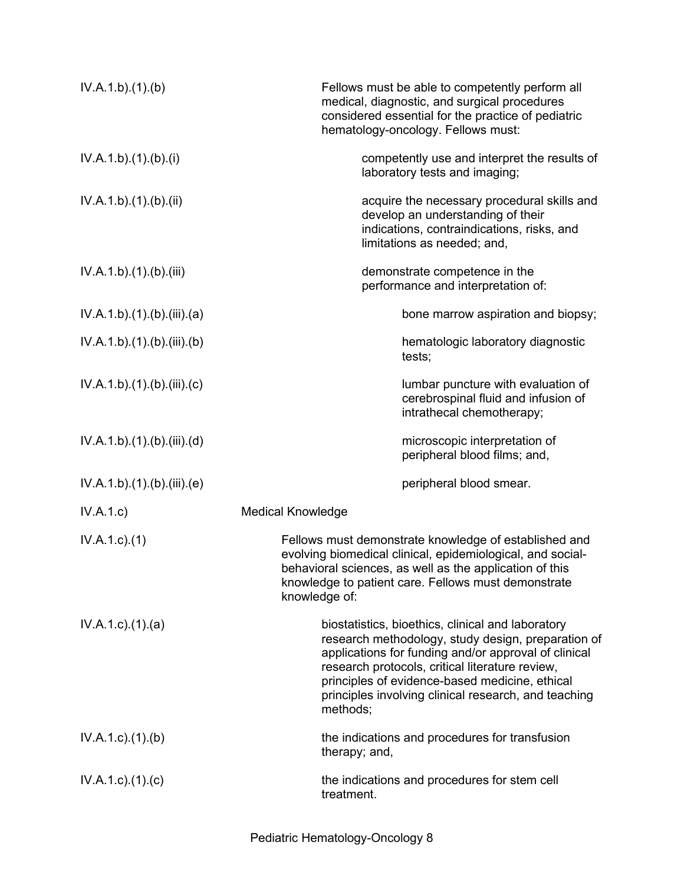IV.A.1.b).(1).(b) Fellows must be able to competently perform all medical, diagnostic, and surgical procedures considered essential for the practice of pediatric hematology-oncology. Fellows must:

IV.A.1.b).(1).(b).(i) competently use and interpret the results of laboratory tests and imaging;

IV.A.1.b).(1).(b).(ii) acquire the necessary procedural skills and develop an understanding of their indications, contraindications, risks, and limitations as needed; and,

IV.A.1.b).(1).(b).(iii) demonstrate competence in the performance and interpretation of:

IV.A.1.b).(1).(b).(iii).(a) bone marrow aspiration and biopsy;

IV.A.1.b).(1).(b).(iii).(b) hematologic laboratory diagnostic tests;

IV.A.1.b).(1).(b).(iii).(c) lumbar puncture with evaluation of cerebrospinal fluid and infusion of intrathecal chemotherapy;

IV.A.1.b).(1).(b).(iii).(d) microscopic interpretation of peripheral blood films; and,

IV.A.1.b).(1).(b).(iii).(e) peripheral blood smear.

IV.A.1.c) Medical Knowledge

IV.A.1.c).(1) Fellows must demonstrate knowledge of established and evolving biomedical clinical, epidemiological, and social-behavioral sciences, as well as the application of this knowledge to patient care. Fellows must demonstrate knowledge of:

IV.A.1.c).(1).(a) biostatistics, bioethics, clinical and laboratory research methodology, study design, preparation of applications for funding and/or approval of clinical research protocols, critical literature review, principles of evidence-based medicine, ethical principles involving clinical research, and teaching methods;

IV.A.1.c).(1).(b) the indications and procedures for transfusion therapy; and,

IV.A.1.c).(1).(c) the indications and procedures for stem cell treatment.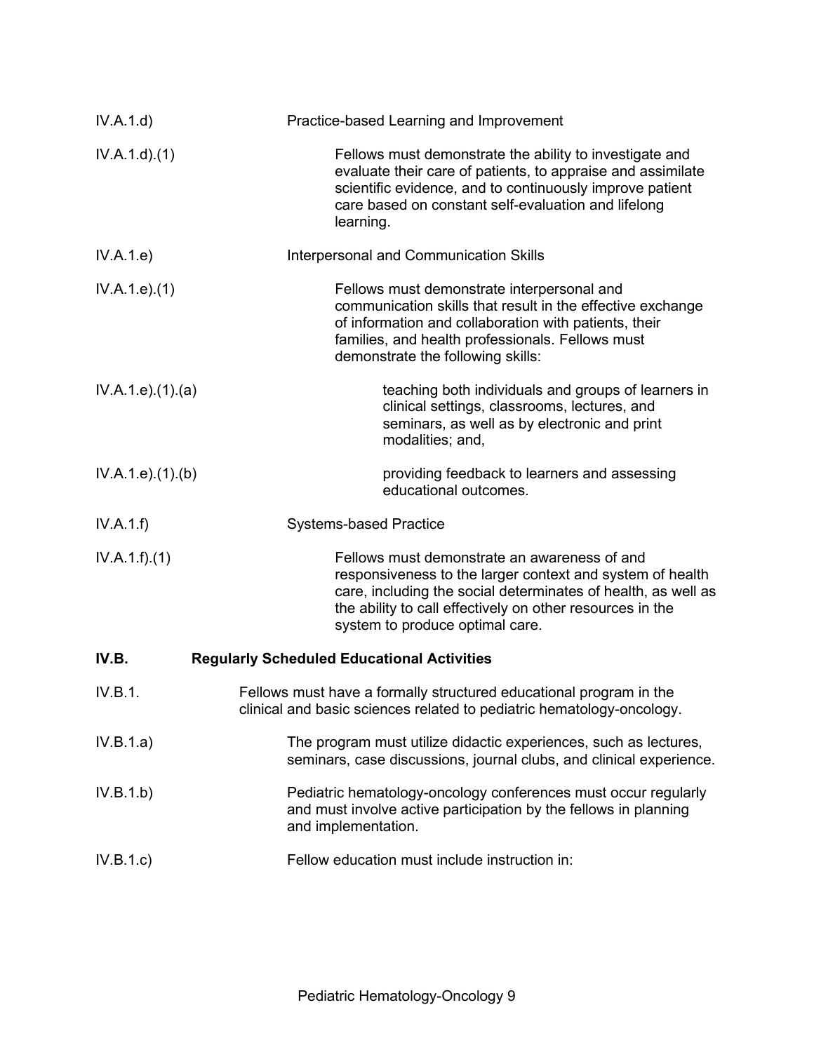IV.A.1.d) Practice-based Learning and Improvement

IV.A.1.d).(1) Fellows must demonstrate the ability to investigate and evaluate their care of patients, to appraise and assimilate scientific evidence, and to continuously improve patient care based on constant self-evaluation and lifelong learning.

IV.A.1.e) Interpersonal and Communication Skills

IV.A.1.e).(1) Fellows must demonstrate interpersonal and communication skills that result in the effective exchange of information and collaboration with patients, their families, and health professionals. Fellows must demonstrate the following skills:

IV.A.1.e).(1).(a) teaching both individuals and groups of learners in clinical settings, classrooms, lectures, and seminars, as well as by electronic and print modalities; and,

IV.A.1.e).(1).(b) providing feedback to learners and assessing educational outcomes.

IV.A.1.f) Systems-based Practice

IV.A.1.f).(1) Fellows must demonstrate an awareness of and responsiveness to the larger context and system of health care, including the social determinates of health, as well as the ability to call effectively on other resources in the system to produce optimal care.

**IV.B. Regularly Scheduled Educational Activities**

IV.B.1. Fellows must have a formally structured educational program in the clinical and basic sciences related to pediatric hematology-oncology.

IV.B.1.a) The program must utilize didactic experiences, such as lectures, seminars, case discussions, journal clubs, and clinical experience.

IV.B.1.b) Pediatric hematology-oncology conferences must occur regularly and must involve active participation by the fellows in planning and implementation.

IV.B.1.c) Fellow education must include instruction in: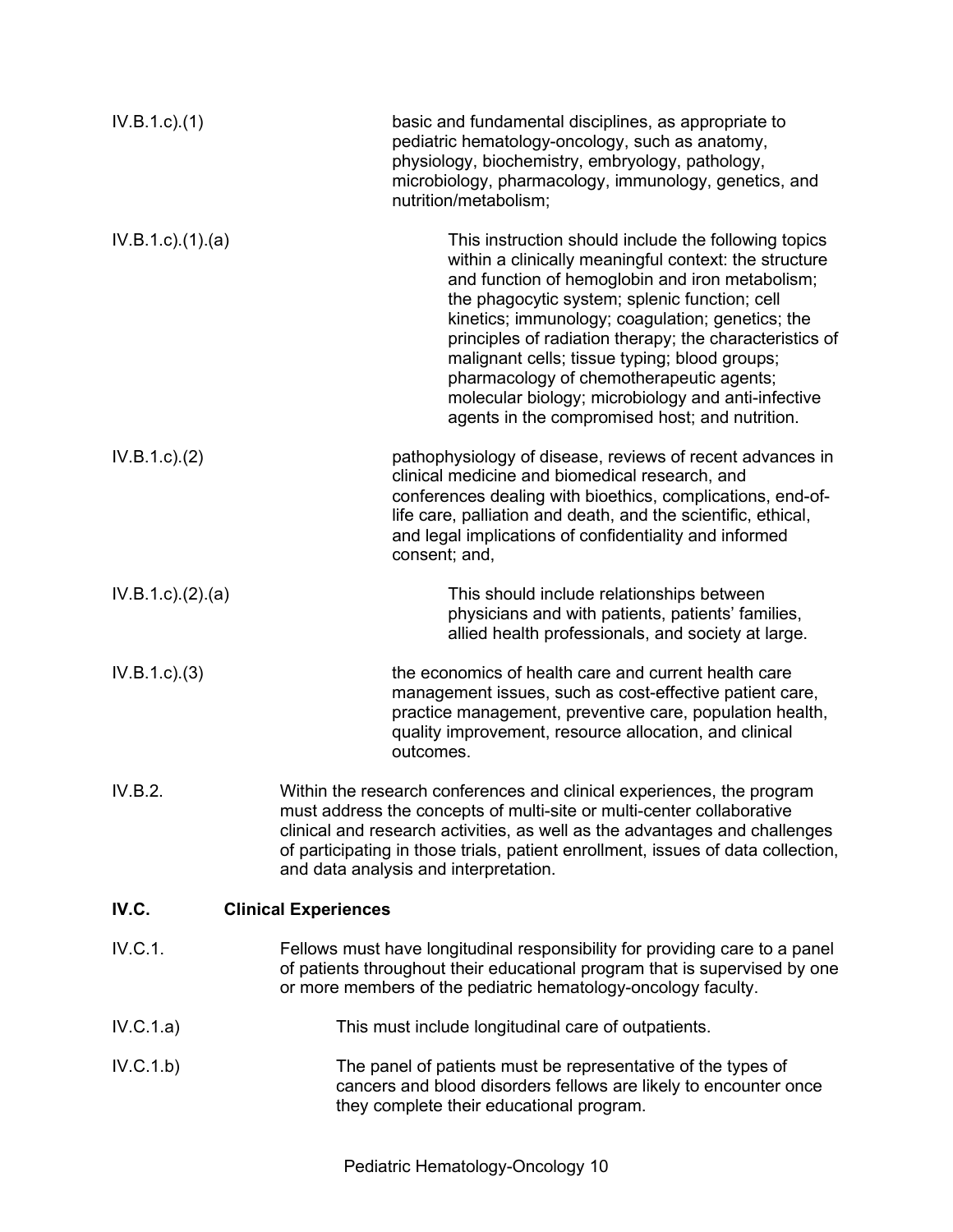IV.B.1.c).(1) basic and fundamental disciplines, as appropriate to pediatric hematology-oncology, such as anatomy, physiology, biochemistry, embryology, pathology, microbiology, pharmacology, immunology, genetics, and nutrition/metabolism;

IV.B.1.c).(1).(a) This instruction should include the following topics within a clinically meaningful context: the structure and function of hemoglobin and iron metabolism; the phagocytic system; splenic function; cell kinetics; immunology; coagulation; genetics; the principles of radiation therapy; the characteristics of malignant cells; tissue typing; blood groups; pharmacology of chemotherapeutic agents; molecular biology; microbiology and anti-infective agents in the compromised host; and nutrition.

IV.B.1.c).(2) pathophysiology of disease, reviews of recent advances in clinical medicine and biomedical research, and conferences dealing with bioethics, complications, end-of-life care, palliation and death, and the scientific, ethical, and legal implications of confidentiality and informed consent; and,

IV.B.1.c).(2).(a) This should include relationships between physicians and with patients, patients' families, allied health professionals, and society at large.

IV.B.1.c).(3) the economics of health care and current health care management issues, such as cost-effective patient care, practice management, preventive care, population health, quality improvement, resource allocation, and clinical outcomes.

IV.B.2. Within the research conferences and clinical experiences, the program must address the concepts of multi-site or multi-center collaborative clinical and research activities, as well as the advantages and challenges of participating in those trials, patient enrollment, issues of data collection, and data analysis and interpretation.

**IV.C. Clinical Experiences**

IV.C.1. Fellows must have longitudinal responsibility for providing care to a panel of patients throughout their educational program that is supervised by one or more members of the pediatric hematology-oncology faculty.

IV.C.1.a) This must include longitudinal care of outpatients.

IV.C.1.b) The panel of patients must be representative of the types of cancers and blood disorders fellows are likely to encounter once they complete their educational program.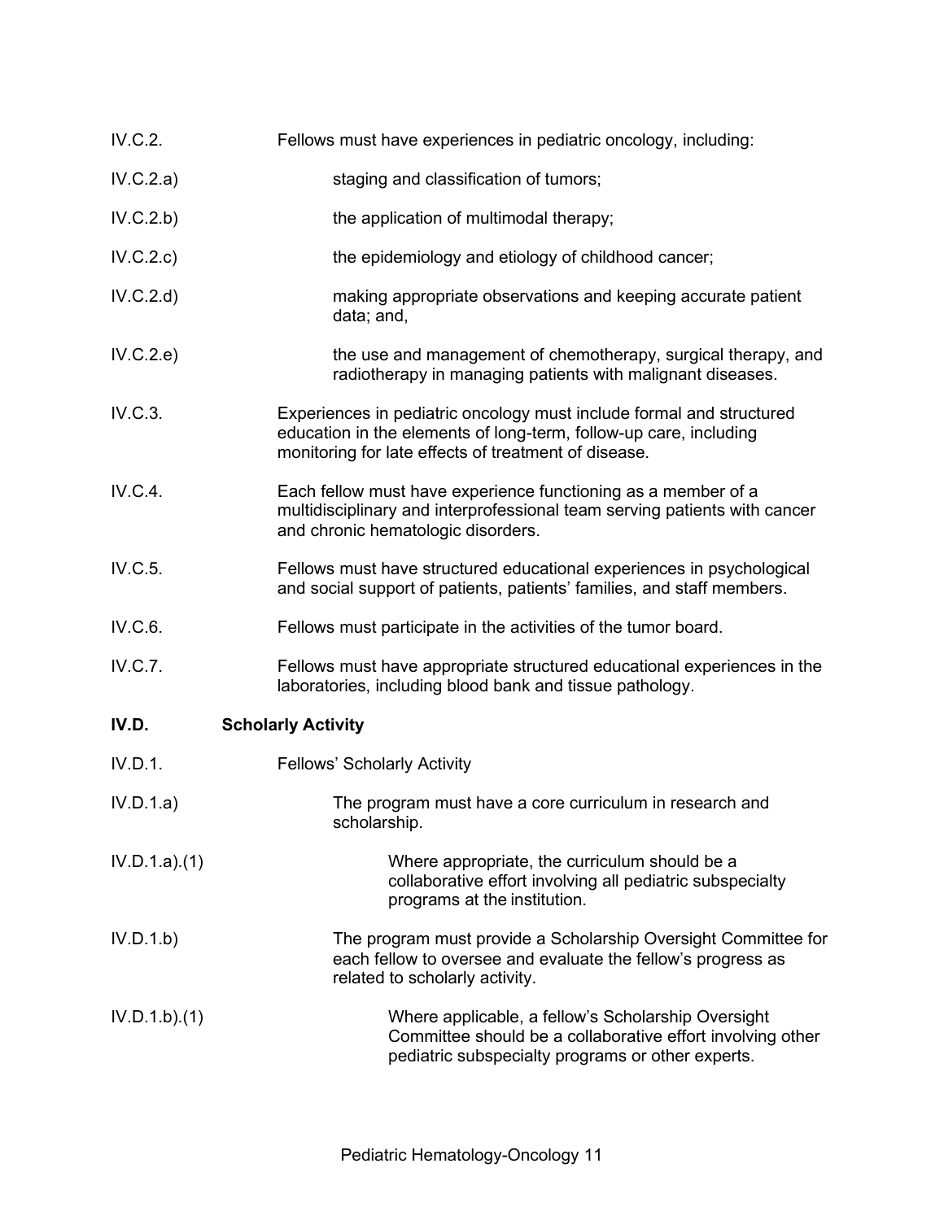IV.C.2. Fellows must have experiences in pediatric oncology, including:

IV.C.2.a) staging and classification of tumors;

IV.C.2.b) the application of multimodal therapy;

IV.C.2.c) the epidemiology and etiology of childhood cancer;

IV.C.2.d) making appropriate observations and keeping accurate patient data; and,

IV.C.2.e) the use and management of chemotherapy, surgical therapy, and radiotherapy in managing patients with malignant diseases.

IV.C.3. Experiences in pediatric oncology must include formal and structured education in the elements of long-term, follow-up care, including monitoring for late effects of treatment of disease.

IV.C.4. Each fellow must have experience functioning as a member of a multidisciplinary and interprofessional team serving patients with cancer and chronic hematologic disorders.

IV.C.5. Fellows must have structured educational experiences in psychological and social support of patients, patients' families, and staff members.

IV.C.6. Fellows must participate in the activities of the tumor board.

IV.C.7. Fellows must have appropriate structured educational experiences in the laboratories, including blood bank and tissue pathology.

**IV.D. Scholarly Activity**

IV.D.1. Fellows' Scholarly Activity

IV.D.1.a) The program must have a core curriculum in research and scholarship.

IV.D.1.a).(1) Where appropriate, the curriculum should be a collaborative effort involving all pediatric subspecialty programs at the institution.

IV.D.1.b) The program must provide a Scholarship Oversight Committee for each fellow to oversee and evaluate the fellow's progress as related to scholarly activity.

IV.D.1.b).(1) Where applicable, a fellow's Scholarship Oversight Committee should be a collaborative effort involving other pediatric subspecialty programs or other experts.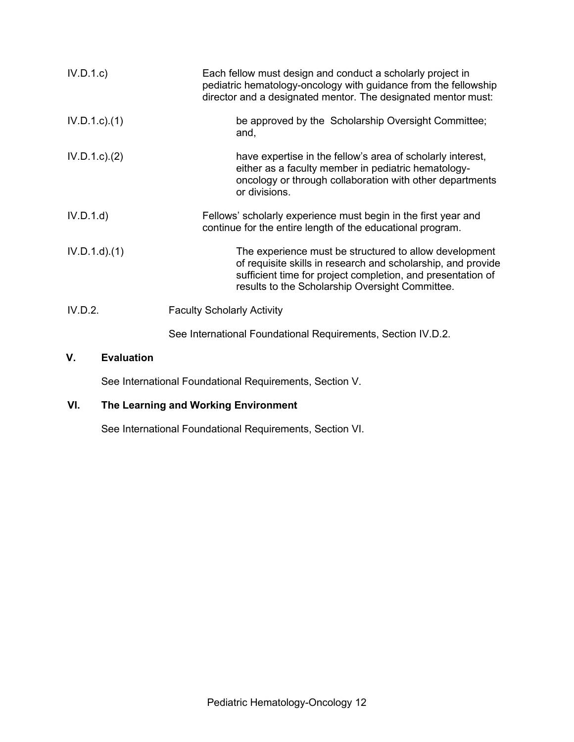IV.D.1.c) Each fellow must design and conduct a scholarly project in pediatric hematology-oncology with guidance from the fellowship director and a designated mentor. The designated mentor must:

IV.D.1.c).(1) be approved by the Scholarship Oversight Committee; and,

IV.D.1.c).(2) have expertise in the fellow's area of scholarly interest, either as a faculty member in pediatric hematology-oncology or through collaboration with other departments or divisions.

IV.D.1.d) Fellows' scholarly experience must begin in the first year and continue for the entire length of the educational program.

IV.D.1.d).(1) The experience must be structured to allow development of requisite skills in research and scholarship, and provide sufficient time for project completion, and presentation of results to the Scholarship Oversight Committee.

IV.D.2. Faculty Scholarly Activity

See International Foundational Requirements, Section IV.D.2.

## V. Evaluation

See International Foundational Requirements, Section V.

## VI. The Learning and Working Environment

See International Foundational Requirements, Section VI.